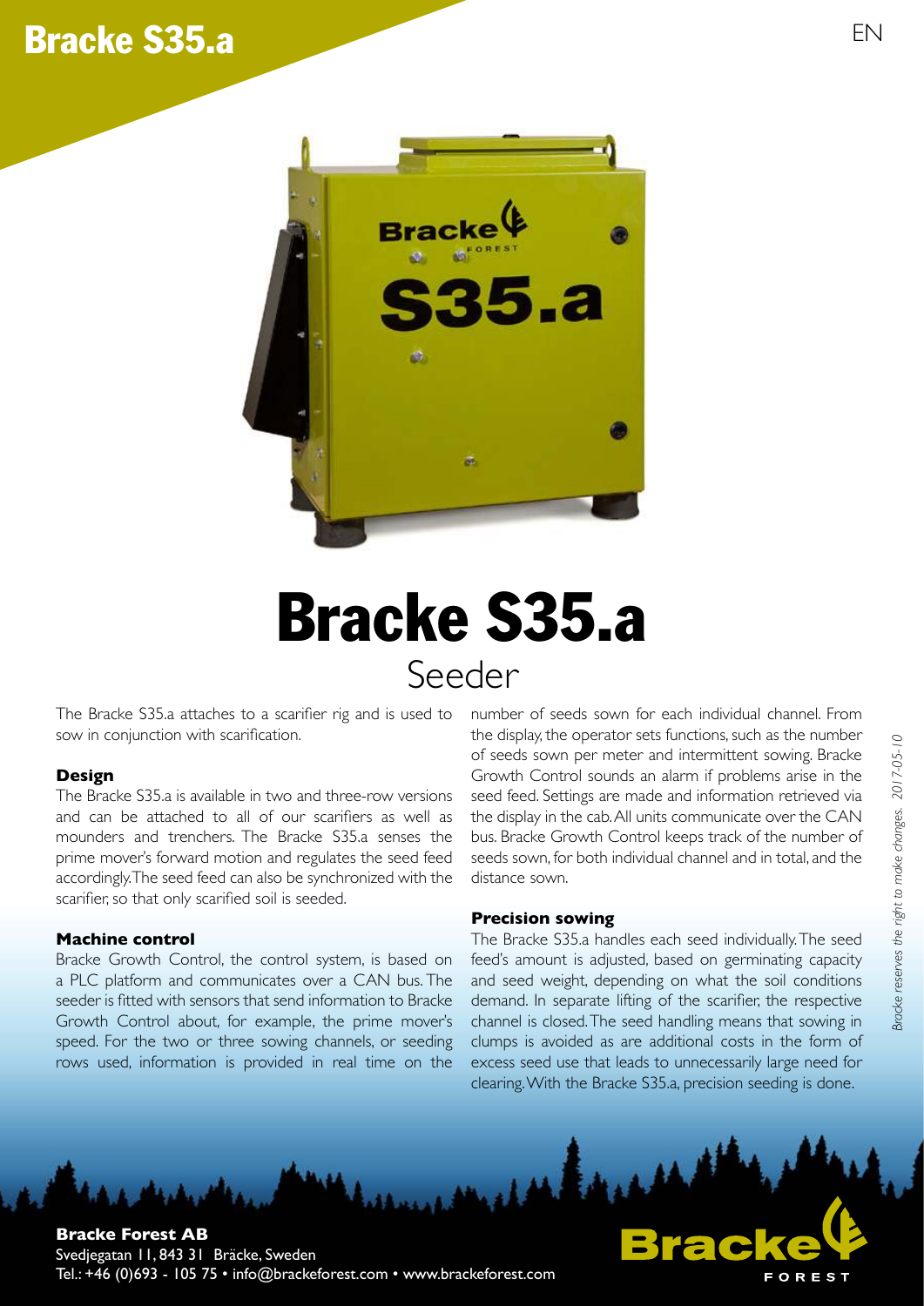# Bracke S35.a

EN

# Bracke S35.a

## Seeder

The Bracke S35.a attaches to a scarifier rig and is used to sow in conjunction with scarification.

### Design

The Bracke S35.a is available in two and three-row versions and can be attached to all of our scarifiers as well as mounders and trenchers. The Bracke S35.a senses the prime mover's forward motion and regulates the seed feed accordingly. The seed feed can also be synchronized with the scarifier, so that only scarified soil is seeded.

### Machine control

Bracke Growth Control, the control system, is based on a PLC platform and communicates over a CAN bus. The seeder is fitted with sensors that send information to Bracke Growth Control about, for example, the prime mover's speed. For the two or three sowing channels, or seeding rows used, information is provided in real time on the number of seeds sown for each individual channel. From the display, the operator sets functions, such as the number of seeds sown per meter and intermittent sowing. Bracke Growth Control sounds an alarm if problems arise in the seed feed. Settings are made and information retrieved via the display in the cab. All units communicate over the CAN bus. Bracke Growth Control keeps track of the number of seeds sown, for both individual channel and in total, and the distance sown.

### Precision sowing

The Bracke S35.a handles each seed individually. The seed feed's amount is adjusted, based on germinating capacity and seed weight, depending on what the soil conditions demand. In separate lifting of the scarifier, the respective channel is closed. The seed handling means that sowing in clumps is avoided as are additional costs in the form of excess seed use that leads to unnecessarily large need for clearing. With the Bracke S35.a, precision seeding is done.

*Bracke reserves the right to make changes. 2017-05-10*

**Bracke Forest AB**
Svedjegatan 11, 843 31 Bräcke, Sweden
Tel.: +46 (0)693 - 105 75 • info@brackeforest.com • www.brackeforest.com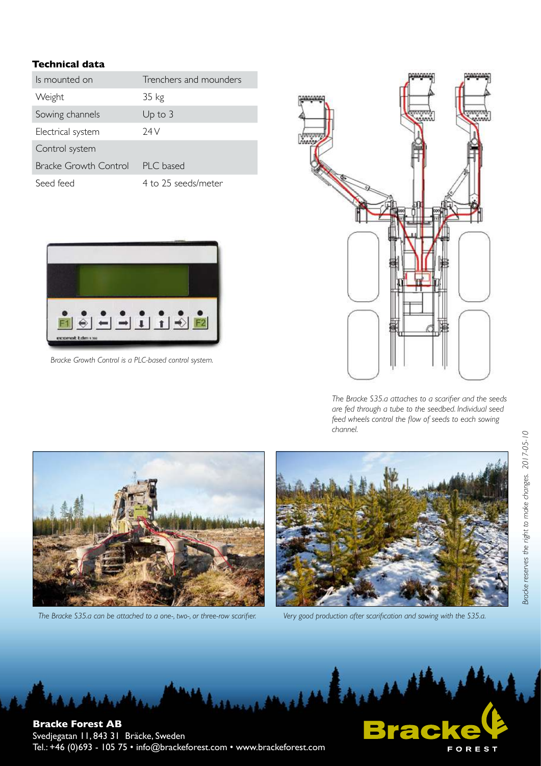### Technical data

| | |
|---|---|
| Is mounted on | Trenchers and mounders |
| Weight | 35 kg |
| Sowing channels | Up to 3 |
| Electrical system | 24 V |
| Control system<br>Bracke Growth Control | PLC based |
| Seed feed | 4 to 25 seeds/meter |

*Bracke Growth Control is a PLC-based control system.*

*The Bracke S35.a attaches to a scarifier and the seeds are fed through a tube to the seedbed. Individual seed feed wheels control the flow of seeds to each sowing channel.*

*The Bracke S35.a can be attached to a one-, two-, or three-row scarifier.*

*Very good production after scarification and sowing with the S35.a.*

*Bracke reserves the right to make changes. 2017-05-10*

**Bracke Forest AB**
Svedjegatan 11, 843 31 Bräcke, Sweden
Tel.: +46 (0)693 - 105 75 • info@brackeforest.com • www.brackeforest.com